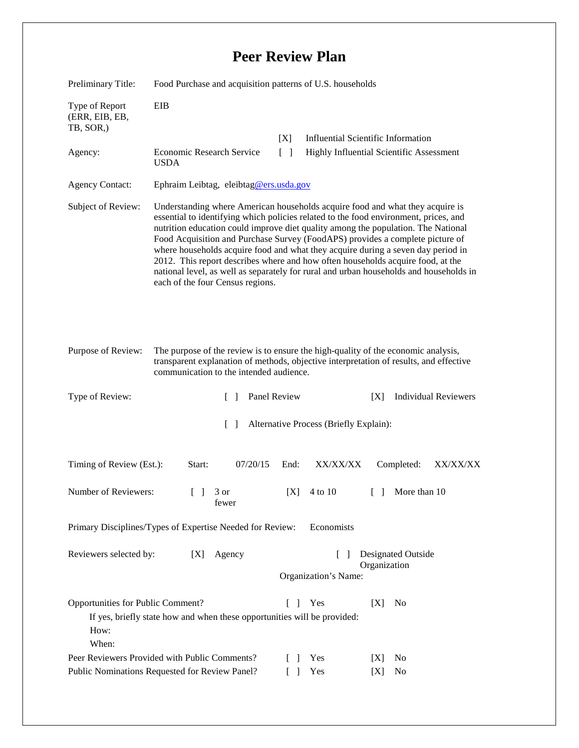# Peer Review Plan

Preliminary Title: Food Purchase and acquisition patterns of U.S. households

Type of Report (ERR, EIB, EB, TB, SOR,): EIB

Agency: Economic Research Service USDA

[X] Influential Scientific Information

[ ] Highly Influential Scientific Assessment

Agency Contact: Ephraim Leibtag, eleibtag@ers.usda.gov

Subject of Review: Understanding where American households acquire food and what they acquire is essential to identifying which policies related to the food environment, prices, and nutrition education could improve diet quality among the population. The National Food Acquisition and Purchase Survey (FoodAPS) provides a complete picture of where households acquire food and what they acquire during a seven day period in 2012. This report describes where and how often households acquire food, at the national level, as well as separately for rural and urban households and households in each of the four Census regions.

Purpose of Review: The purpose of the review is to ensure the high-quality of the economic analysis, transparent explanation of methods, objective interpretation of results, and effective communication to the intended audience.

Type of Review: [ ] Panel Review [X] Individual Reviewers

[ ] Alternative Process (Briefly Explain):

Timing of Review (Est.): Start: 07/20/15 End: XX/XX/XX Completed: XX/XX/XX

Number of Reviewers: [ ] 3 or fewer [X] 4 to 10 [ ] More than 10

Primary Disciplines/Types of Expertise Needed for Review: Economists

Reviewers selected by: [X] Agency [ ] Designated Outside Organization

Organization's Name:

Opportunities for Public Comment? [ ] Yes [X] No

If yes, briefly state how and when these opportunities will be provided:

How:

When:

Peer Reviewers Provided with Public Comments? [ ] Yes [X] No

Public Nominations Requested for Review Panel? [ ] Yes [X] No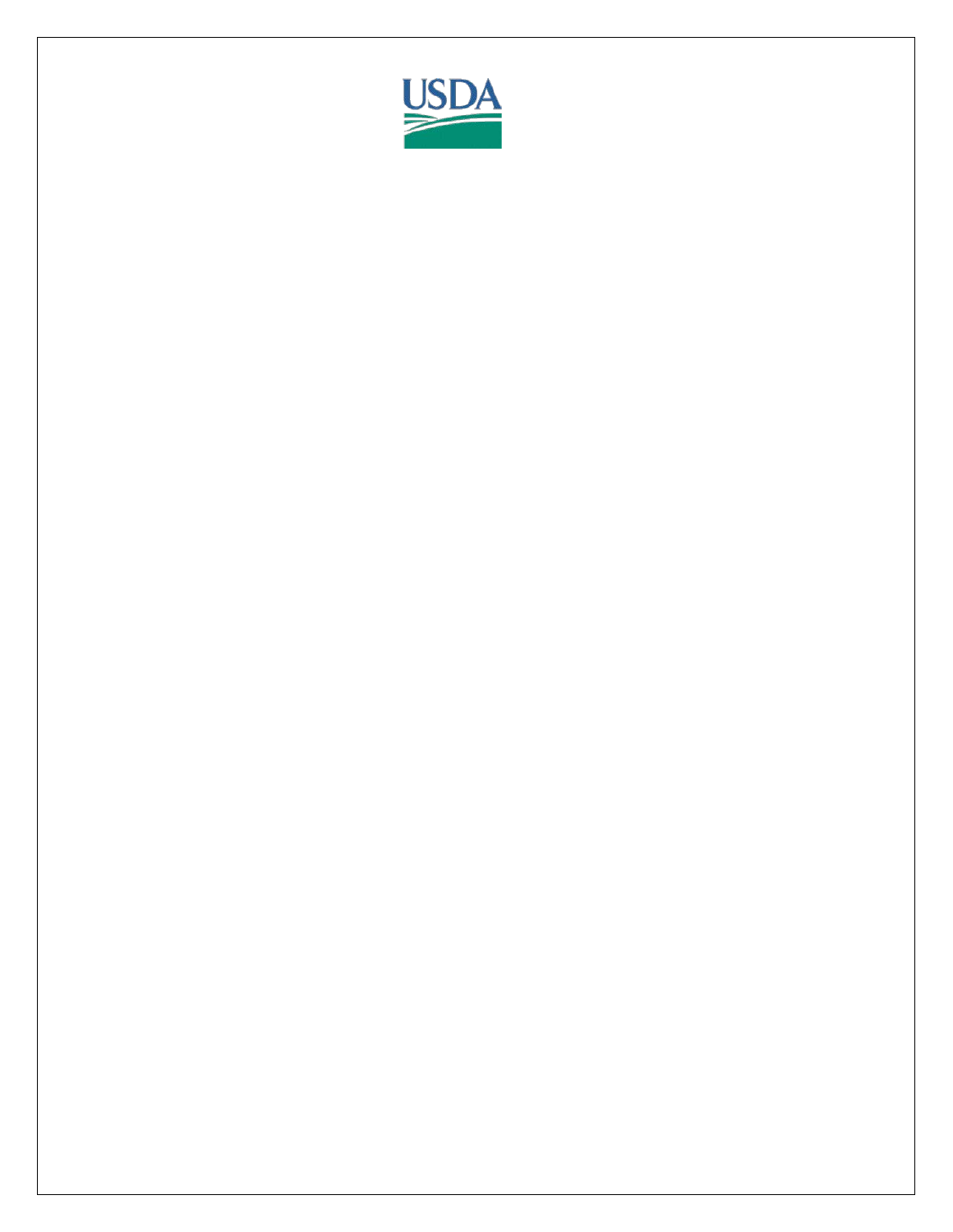USDA